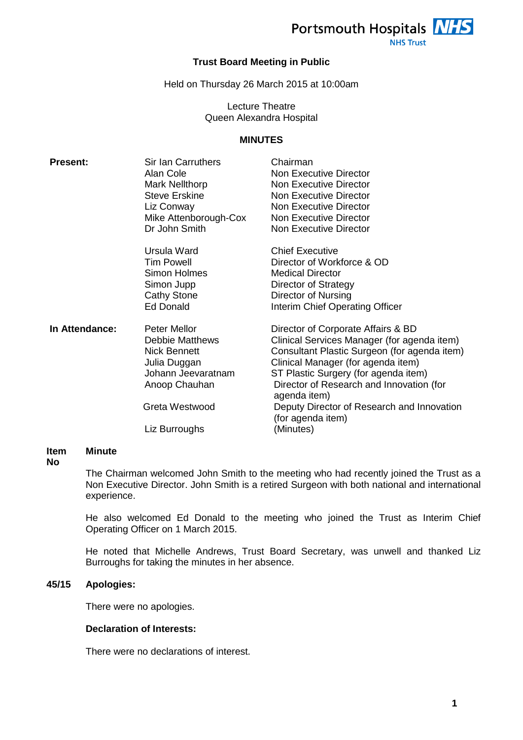Portsmouth Hospitals NHS Trust

# Trust Board Meeting in Public

Held on Thursday 26 March 2015 at 10:00am

Lecture Theatre
Queen Alexandra Hospital

## MINUTES

| | | |
|---|---|---|
| **Present:** | Sir Ian Carruthers | Chairman |
| | Alan Cole | Non Executive Director |
| | Mark Nellthorp | Non Executive Director |
| | Steve Erskine | Non Executive Director |
| | Liz Conway | Non Executive Director |
| | Mike Attenborough-Cox | Non Executive Director |
| | Dr John Smith | Non Executive Director |
| | Ursula Ward | Chief Executive |
| | Tim Powell | Director of Workforce & OD |
| | Simon Holmes | Medical Director |
| | Simon Jupp | Director of Strategy |
| | Cathy Stone | Director of Nursing |
| | Ed Donald | Interim Chief Operating Officer |
| **In Attendance:** | Peter Mellor | Director of Corporate Affairs & BD |
| | Debbie Matthews | Clinical Services Manager (for agenda item) |
| | Nick Bennett | Consultant Plastic Surgeon (for agenda item) |
| | Julia Duggan | Clinical Manager (for agenda item) |
| | Johann Jeevaratnam | ST Plastic Surgery (for agenda item) |
| | Anoop Chauhan | Director of Research and Innovation (for agenda item) |
| | Greta Westwood | Deputy Director of Research and Innovation (for agenda item) |
| | Liz Burroughs | (Minutes) |

| Item No | Minute |
|---|---|
| | The Chairman welcomed John Smith to the meeting who had recently joined the Trust as a Non Executive Director. John Smith is a retired Surgeon with both national and international experience.<br><br>He also welcomed Ed Donald to the meeting who joined the Trust as Interim Chief Operating Officer on 1 March 2015.<br><br>He noted that Michelle Andrews, Trust Board Secretary, was unwell and thanked Liz Burroughs for taking the minutes in her absence. |
| **45/15** | **Apologies:**<br><br>There were no apologies.<br><br>**Declaration of Interests:**<br><br>There were no declarations of interest. |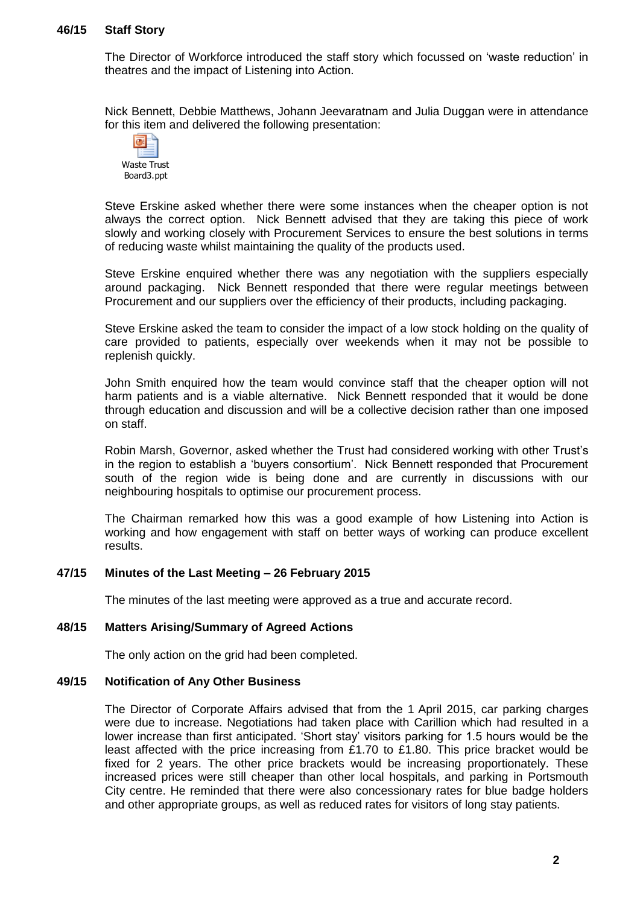## 46/15 Staff Story

The Director of Workforce introduced the staff story which focussed on 'waste reduction' in theatres and the impact of Listening into Action.

Nick Bennett, Debbie Matthews, Johann Jeevaratnam and Julia Duggan were in attendance for this item and delivered the following presentation:

Waste Trust Board3.ppt

Steve Erskine asked whether there were some instances when the cheaper option is not always the correct option. Nick Bennett advised that they are taking this piece of work slowly and working closely with Procurement Services to ensure the best solutions in terms of reducing waste whilst maintaining the quality of the products used.

Steve Erskine enquired whether there was any negotiation with the suppliers especially around packaging. Nick Bennett responded that there were regular meetings between Procurement and our suppliers over the efficiency of their products, including packaging.

Steve Erskine asked the team to consider the impact of a low stock holding on the quality of care provided to patients, especially over weekends when it may not be possible to replenish quickly.

John Smith enquired how the team would convince staff that the cheaper option will not harm patients and is a viable alternative. Nick Bennett responded that it would be done through education and discussion and will be a collective decision rather than one imposed on staff.

Robin Marsh, Governor, asked whether the Trust had considered working with other Trust's in the region to establish a 'buyers consortium'. Nick Bennett responded that Procurement south of the region wide is being done and are currently in discussions with our neighbouring hospitals to optimise our procurement process.

The Chairman remarked how this was a good example of how Listening into Action is working and how engagement with staff on better ways of working can produce excellent results.

## 47/15 Minutes of the Last Meeting – 26 February 2015

The minutes of the last meeting were approved as a true and accurate record.

## 48/15 Matters Arising/Summary of Agreed Actions

The only action on the grid had been completed.

## 49/15 Notification of Any Other Business

The Director of Corporate Affairs advised that from the 1 April 2015, car parking charges were due to increase. Negotiations had taken place with Carillion which had resulted in a lower increase than first anticipated. 'Short stay' visitors parking for 1.5 hours would be the least affected with the price increasing from £1.70 to £1.80. This price bracket would be fixed for 2 years. The other price brackets would be increasing proportionately. These increased prices were still cheaper than other local hospitals, and parking in Portsmouth City centre. He reminded that there were also concessionary rates for blue badge holders and other appropriate groups, as well as reduced rates for visitors of long stay patients.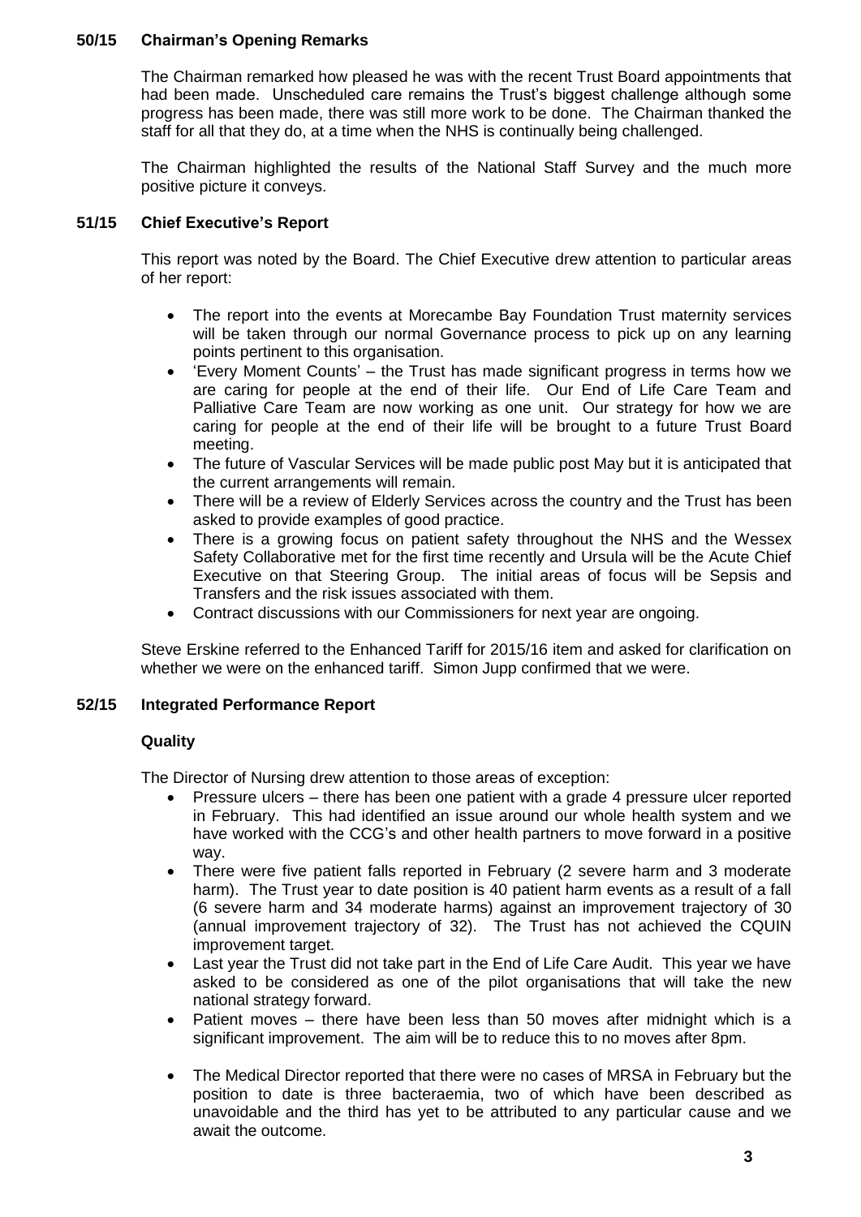### 50/15 Chairman's Opening Remarks

The Chairman remarked how pleased he was with the recent Trust Board appointments that had been made. Unscheduled care remains the Trust's biggest challenge although some progress has been made, there was still more work to be done. The Chairman thanked the staff for all that they do, at a time when the NHS is continually being challenged.

The Chairman highlighted the results of the National Staff Survey and the much more positive picture it conveys.

### 51/15 Chief Executive's Report

This report was noted by the Board. The Chief Executive drew attention to particular areas of her report:

- The report into the events at Morecambe Bay Foundation Trust maternity services will be taken through our normal Governance process to pick up on any learning points pertinent to this organisation.
- 'Every Moment Counts' – the Trust has made significant progress in terms how we are caring for people at the end of their life. Our End of Life Care Team and Palliative Care Team are now working as one unit. Our strategy for how we are caring for people at the end of their life will be brought to a future Trust Board meeting.
- The future of Vascular Services will be made public post May but it is anticipated that the current arrangements will remain.
- There will be a review of Elderly Services across the country and the Trust has been asked to provide examples of good practice.
- There is a growing focus on patient safety throughout the NHS and the Wessex Safety Collaborative met for the first time recently and Ursula will be the Acute Chief Executive on that Steering Group. The initial areas of focus will be Sepsis and Transfers and the risk issues associated with them.
- Contract discussions with our Commissioners for next year are ongoing.

Steve Erskine referred to the Enhanced Tariff for 2015/16 item and asked for clarification on whether we were on the enhanced tariff. Simon Jupp confirmed that we were.

### 52/15 Integrated Performance Report

**Quality**

The Director of Nursing drew attention to those areas of exception:

- Pressure ulcers – there has been one patient with a grade 4 pressure ulcer reported in February. This had identified an issue around our whole health system and we have worked with the CCG's and other health partners to move forward in a positive way.
- There were five patient falls reported in February (2 severe harm and 3 moderate harm). The Trust year to date position is 40 patient harm events as a result of a fall (6 severe harm and 34 moderate harms) against an improvement trajectory of 30 (annual improvement trajectory of 32). The Trust has not achieved the CQUIN improvement target.
- Last year the Trust did not take part in the End of Life Care Audit. This year we have asked to be considered as one of the pilot organisations that will take the new national strategy forward.
- Patient moves – there have been less than 50 moves after midnight which is a significant improvement. The aim will be to reduce this to no moves after 8pm.
- The Medical Director reported that there were no cases of MRSA in February but the position to date is three bacteraemia, two of which have been described as unavoidable and the third has yet to be attributed to any particular cause and we await the outcome.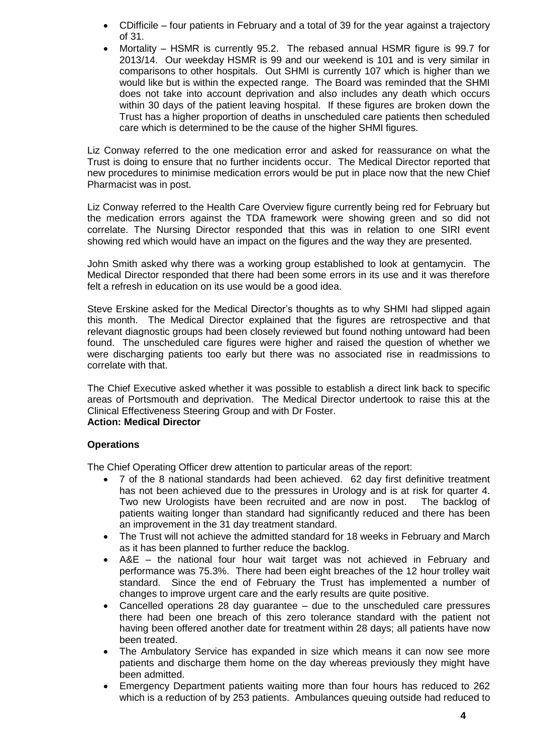- CDifficile – four patients in February and a total of 39 for the year against a trajectory of 31.
- Mortality – HSMR is currently 95.2. The rebased annual HSMR figure is 99.7 for 2013/14. Our weekday HSMR is 99 and our weekend is 101 and is very similar in comparisons to other hospitals. Out SHMI is currently 107 which is higher than we would like but is within the expected range. The Board was reminded that the SHMI does not take into account deprivation and also includes any death which occurs within 30 days of the patient leaving hospital. If these figures are broken down the Trust has a higher proportion of deaths in unscheduled care patients then scheduled care which is determined to be the cause of the higher SHMI figures.

Liz Conway referred to the one medication error and asked for reassurance on what the Trust is doing to ensure that no further incidents occur. The Medical Director reported that new procedures to minimise medication errors would be put in place now that the new Chief Pharmacist was in post.

Liz Conway referred to the Health Care Overview figure currently being red for February but the medication errors against the TDA framework were showing green and so did not correlate. The Nursing Director responded that this was in relation to one SIRI event showing red which would have an impact on the figures and the way they are presented.

John Smith asked why there was a working group established to look at gentamycin. The Medical Director responded that there had been some errors in its use and it was therefore felt a refresh in education on its use would be a good idea.

Steve Erskine asked for the Medical Director's thoughts as to why SHMI had slipped again this month. The Medical Director explained that the figures are retrospective and that relevant diagnostic groups had been closely reviewed but found nothing untoward had been found. The unscheduled care figures were higher and raised the question of whether we were discharging patients too early but there was no associated rise in readmissions to correlate with that.

The Chief Executive asked whether it was possible to establish a direct link back to specific areas of Portsmouth and deprivation. The Medical Director undertook to raise this at the Clinical Effectiveness Steering Group and with Dr Foster.
**Action: Medical Director**

**Operations**

The Chief Operating Officer drew attention to particular areas of the report:

- 7 of the 8 national standards had been achieved. 62 day first definitive treatment has not been achieved due to the pressures in Urology and is at risk for quarter 4. Two new Urologists have been recruited and are now in post. The backlog of patients waiting longer than standard had significantly reduced and there has been an improvement in the 31 day treatment standard.
- The Trust will not achieve the admitted standard for 18 weeks in February and March as it has been planned to further reduce the backlog.
- A&E – the national four hour wait target was not achieved in February and performance was 75.3%. There had been eight breaches of the 12 hour trolley wait standard. Since the end of February the Trust has implemented a number of changes to improve urgent care and the early results are quite positive.
- Cancelled operations 28 day guarantee – due to the unscheduled care pressures there had been one breach of this zero tolerance standard with the patient not having been offered another date for treatment within 28 days; all patients have now been treated.
- The Ambulatory Service has expanded in size which means it can now see more patients and discharge them home on the day whereas previously they might have been admitted.
- Emergency Department patients waiting more than four hours has reduced to 262 which is a reduction of by 253 patients. Ambulances queuing outside had reduced to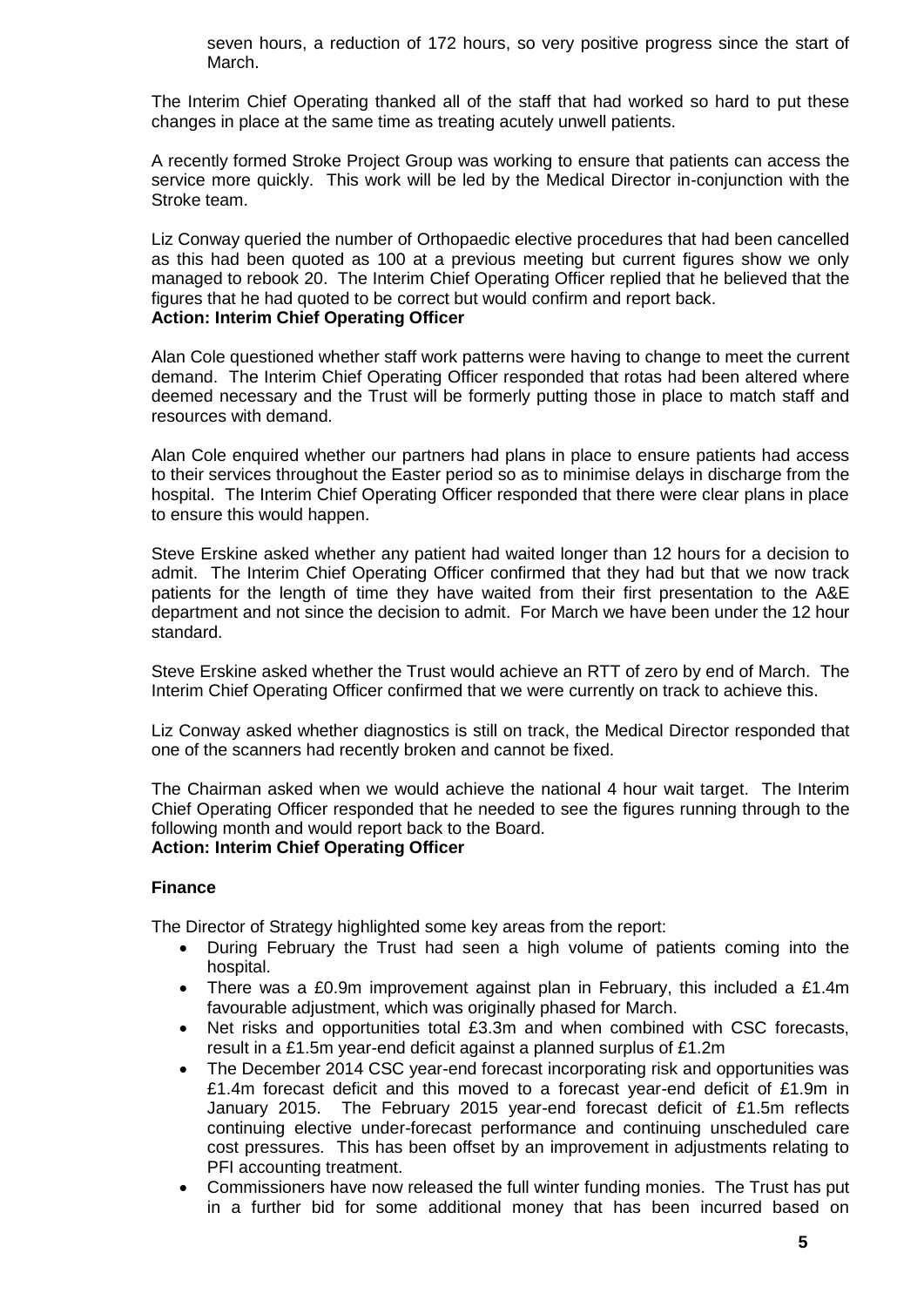seven hours, a reduction of 172 hours, so very positive progress since the start of March.

The Interim Chief Operating thanked all of the staff that had worked so hard to put these changes in place at the same time as treating acutely unwell patients.

A recently formed Stroke Project Group was working to ensure that patients can access the service more quickly. This work will be led by the Medical Director in-conjunction with the Stroke team.

Liz Conway queried the number of Orthopaedic elective procedures that had been cancelled as this had been quoted as 100 at a previous meeting but current figures show we only managed to rebook 20. The Interim Chief Operating Officer replied that he believed that the figures that he had quoted to be correct but would confirm and report back.
**Action: Interim Chief Operating Officer**

Alan Cole questioned whether staff work patterns were having to change to meet the current demand. The Interim Chief Operating Officer responded that rotas had been altered where deemed necessary and the Trust will be formerly putting those in place to match staff and resources with demand.

Alan Cole enquired whether our partners had plans in place to ensure patients had access to their services throughout the Easter period so as to minimise delays in discharge from the hospital. The Interim Chief Operating Officer responded that there were clear plans in place to ensure this would happen.

Steve Erskine asked whether any patient had waited longer than 12 hours for a decision to admit. The Interim Chief Operating Officer confirmed that they had but that we now track patients for the length of time they have waited from their first presentation to the A&E department and not since the decision to admit. For March we have been under the 12 hour standard.

Steve Erskine asked whether the Trust would achieve an RTT of zero by end of March. The Interim Chief Operating Officer confirmed that we were currently on track to achieve this.

Liz Conway asked whether diagnostics is still on track, the Medical Director responded that one of the scanners had recently broken and cannot be fixed.

The Chairman asked when we would achieve the national 4 hour wait target. The Interim Chief Operating Officer responded that he needed to see the figures running through to the following month and would report back to the Board.
**Action: Interim Chief Operating Officer**

**Finance**

The Director of Strategy highlighted some key areas from the report:

- During February the Trust had seen a high volume of patients coming into the hospital.
- There was a £0.9m improvement against plan in February, this included a £1.4m favourable adjustment, which was originally phased for March.
- Net risks and opportunities total £3.3m and when combined with CSC forecasts, result in a £1.5m year-end deficit against a planned surplus of £1.2m
- The December 2014 CSC year-end forecast incorporating risk and opportunities was £1.4m forecast deficit and this moved to a forecast year-end deficit of £1.9m in January 2015. The February 2015 year-end forecast deficit of £1.5m reflects continuing elective under-forecast performance and continuing unscheduled care cost pressures. This has been offset by an improvement in adjustments relating to PFI accounting treatment.
- Commissioners have now released the full winter funding monies. The Trust has put in a further bid for some additional money that has been incurred based on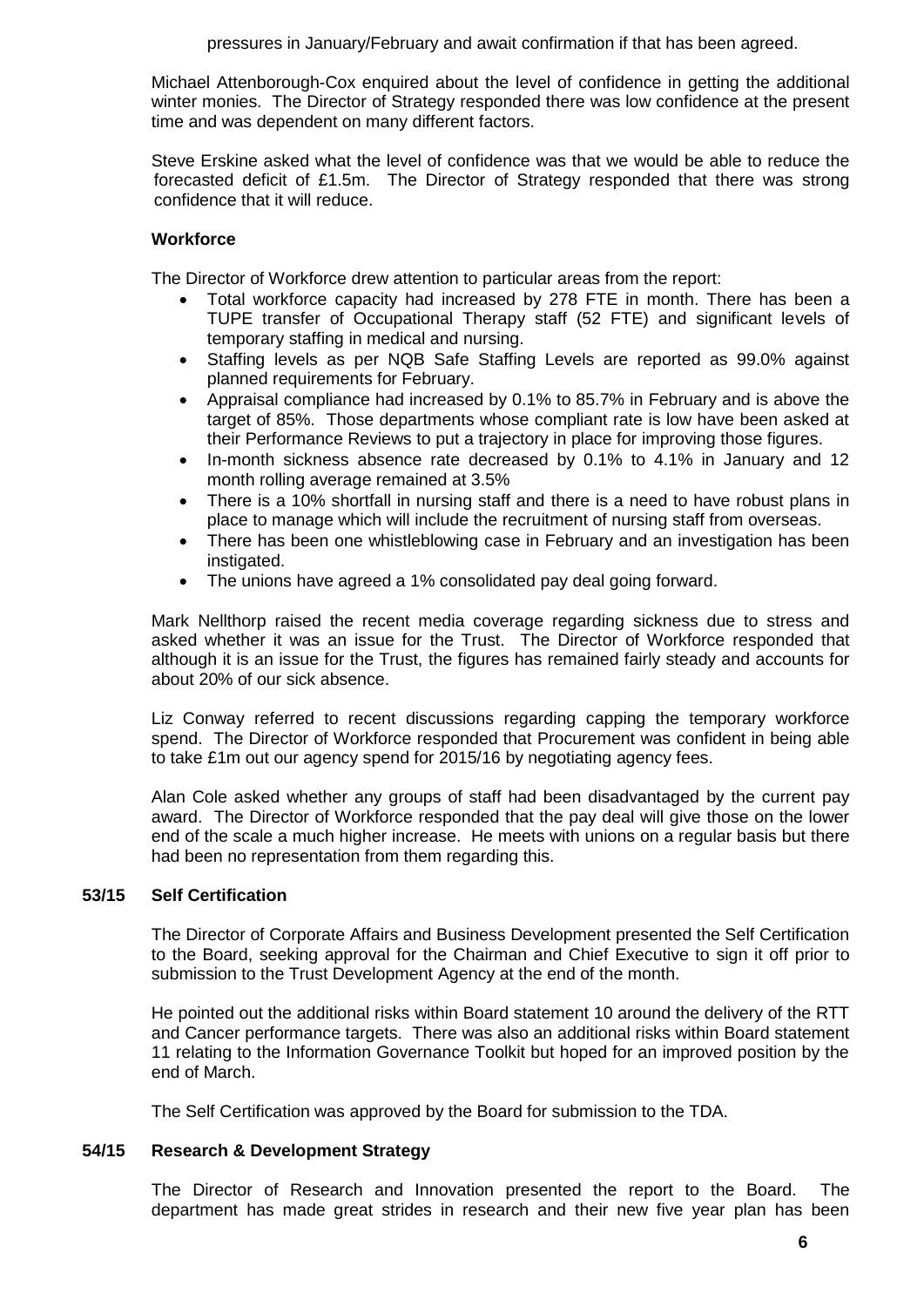pressures in January/February and await confirmation if that has been agreed.

Michael Attenborough-Cox enquired about the level of confidence in getting the additional winter monies. The Director of Strategy responded there was low confidence at the present time and was dependent on many different factors.

Steve Erskine asked what the level of confidence was that we would be able to reduce the forecasted deficit of £1.5m. The Director of Strategy responded that there was strong confidence that it will reduce.

**Workforce**

The Director of Workforce drew attention to particular areas from the report:

- Total workforce capacity had increased by 278 FTE in month. There has been a TUPE transfer of Occupational Therapy staff (52 FTE) and significant levels of temporary staffing in medical and nursing.
- Staffing levels as per NQB Safe Staffing Levels are reported as 99.0% against planned requirements for February.
- Appraisal compliance had increased by 0.1% to 85.7% in February and is above the target of 85%. Those departments whose compliant rate is low have been asked at their Performance Reviews to put a trajectory in place for improving those figures.
- In-month sickness absence rate decreased by 0.1% to 4.1% in January and 12 month rolling average remained at 3.5%
- There is a 10% shortfall in nursing staff and there is a need to have robust plans in place to manage which will include the recruitment of nursing staff from overseas.
- There has been one whistleblowing case in February and an investigation has been instigated.
- The unions have agreed a 1% consolidated pay deal going forward.

Mark Nellthorp raised the recent media coverage regarding sickness due to stress and asked whether it was an issue for the Trust. The Director of Workforce responded that although it is an issue for the Trust, the figures has remained fairly steady and accounts for about 20% of our sick absence.

Liz Conway referred to recent discussions regarding capping the temporary workforce spend. The Director of Workforce responded that Procurement was confident in being able to take £1m out our agency spend for 2015/16 by negotiating agency fees.

Alan Cole asked whether any groups of staff had been disadvantaged by the current pay award. The Director of Workforce responded that the pay deal will give those on the lower end of the scale a much higher increase. He meets with unions on a regular basis but there had been no representation from them regarding this.

## 53/15 Self Certification

The Director of Corporate Affairs and Business Development presented the Self Certification to the Board, seeking approval for the Chairman and Chief Executive to sign it off prior to submission to the Trust Development Agency at the end of the month.

He pointed out the additional risks within Board statement 10 around the delivery of the RTT and Cancer performance targets. There was also an additional risks within Board statement 11 relating to the Information Governance Toolkit but hoped for an improved position by the end of March.

The Self Certification was approved by the Board for submission to the TDA.

## 54/15 Research & Development Strategy

The Director of Research and Innovation presented the report to the Board. The department has made great strides in research and their new five year plan has been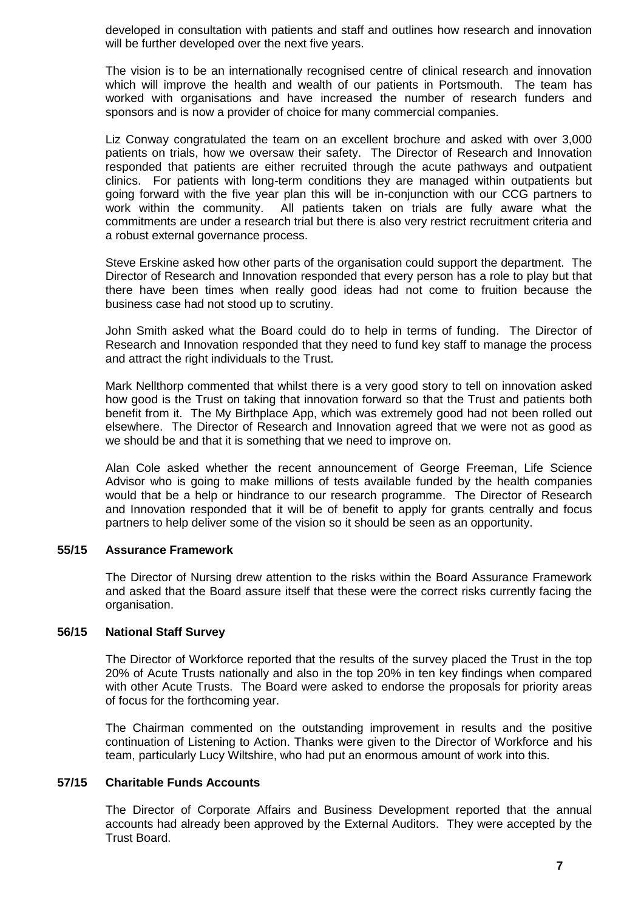developed in consultation with patients and staff and outlines how research and innovation will be further developed over the next five years.

The vision is to be an internationally recognised centre of clinical research and innovation which will improve the health and wealth of our patients in Portsmouth. The team has worked with organisations and have increased the number of research funders and sponsors and is now a provider of choice for many commercial companies.

Liz Conway congratulated the team on an excellent brochure and asked with over 3,000 patients on trials, how we oversaw their safety. The Director of Research and Innovation responded that patients are either recruited through the acute pathways and outpatient clinics. For patients with long-term conditions they are managed within outpatients but going forward with the five year plan this will be in-conjunction with our CCG partners to work within the community. All patients taken on trials are fully aware what the commitments are under a research trial but there is also very restrict recruitment criteria and a robust external governance process.

Steve Erskine asked how other parts of the organisation could support the department. The Director of Research and Innovation responded that every person has a role to play but that there have been times when really good ideas had not come to fruition because the business case had not stood up to scrutiny.

John Smith asked what the Board could do to help in terms of funding. The Director of Research and Innovation responded that they need to fund key staff to manage the process and attract the right individuals to the Trust.

Mark Nellthorp commented that whilst there is a very good story to tell on innovation asked how good is the Trust on taking that innovation forward so that the Trust and patients both benefit from it. The My Birthplace App, which was extremely good had not been rolled out elsewhere. The Director of Research and Innovation agreed that we were not as good as we should be and that it is something that we need to improve on.

Alan Cole asked whether the recent announcement of George Freeman, Life Science Advisor who is going to make millions of tests available funded by the health companies would that be a help or hindrance to our research programme. The Director of Research and Innovation responded that it will be of benefit to apply for grants centrally and focus partners to help deliver some of the vision so it should be seen as an opportunity.

**55/15 Assurance Framework**

The Director of Nursing drew attention to the risks within the Board Assurance Framework and asked that the Board assure itself that these were the correct risks currently facing the organisation.

**56/15 National Staff Survey**

The Director of Workforce reported that the results of the survey placed the Trust in the top 20% of Acute Trusts nationally and also in the top 20% in ten key findings when compared with other Acute Trusts. The Board were asked to endorse the proposals for priority areas of focus for the forthcoming year.

The Chairman commented on the outstanding improvement in results and the positive continuation of Listening to Action. Thanks were given to the Director of Workforce and his team, particularly Lucy Wiltshire, who had put an enormous amount of work into this.

**57/15 Charitable Funds Accounts**

The Director of Corporate Affairs and Business Development reported that the annual accounts had already been approved by the External Auditors. They were accepted by the Trust Board.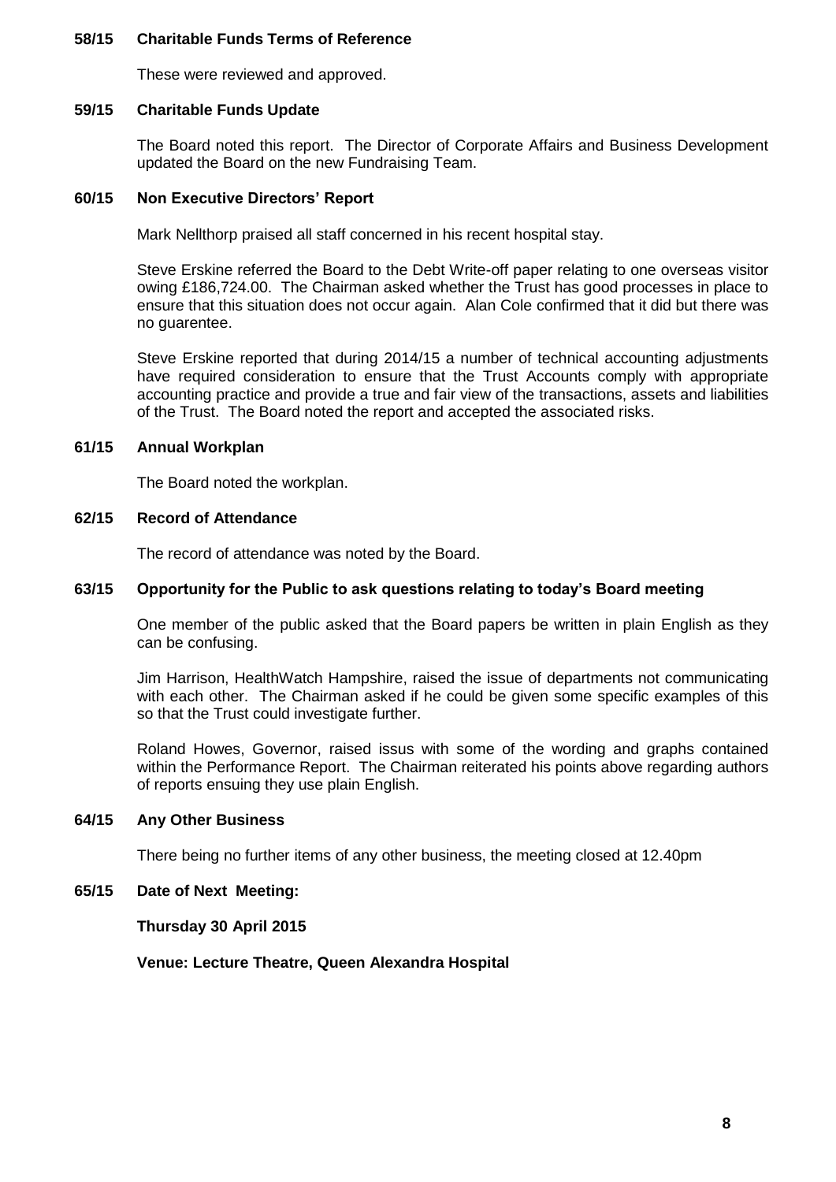**58/15 Charitable Funds Terms of Reference**

These were reviewed and approved.

**59/15 Charitable Funds Update**

The Board noted this report. The Director of Corporate Affairs and Business Development updated the Board on the new Fundraising Team.

**60/15 Non Executive Directors' Report**

Mark Nellthorp praised all staff concerned in his recent hospital stay.

Steve Erskine referred the Board to the Debt Write-off paper relating to one overseas visitor owing £186,724.00. The Chairman asked whether the Trust has good processes in place to ensure that this situation does not occur again. Alan Cole confirmed that it did but there was no guarentee.

Steve Erskine reported that during 2014/15 a number of technical accounting adjustments have required consideration to ensure that the Trust Accounts comply with appropriate accounting practice and provide a true and fair view of the transactions, assets and liabilities of the Trust. The Board noted the report and accepted the associated risks.

**61/15 Annual Workplan**

The Board noted the workplan.

**62/15 Record of Attendance**

The record of attendance was noted by the Board.

**63/15 Opportunity for the Public to ask questions relating to today's Board meeting**

One member of the public asked that the Board papers be written in plain English as they can be confusing.

Jim Harrison, HealthWatch Hampshire, raised the issue of departments not communicating with each other. The Chairman asked if he could be given some specific examples of this so that the Trust could investigate further.

Roland Howes, Governor, raised issus with some of the wording and graphs contained within the Performance Report. The Chairman reiterated his points above regarding authors of reports ensuing they use plain English.

**64/15 Any Other Business**

There being no further items of any other business, the meeting closed at 12.40pm

**65/15 Date of Next Meeting:**

**Thursday 30 April 2015**

**Venue: Lecture Theatre, Queen Alexandra Hospital**